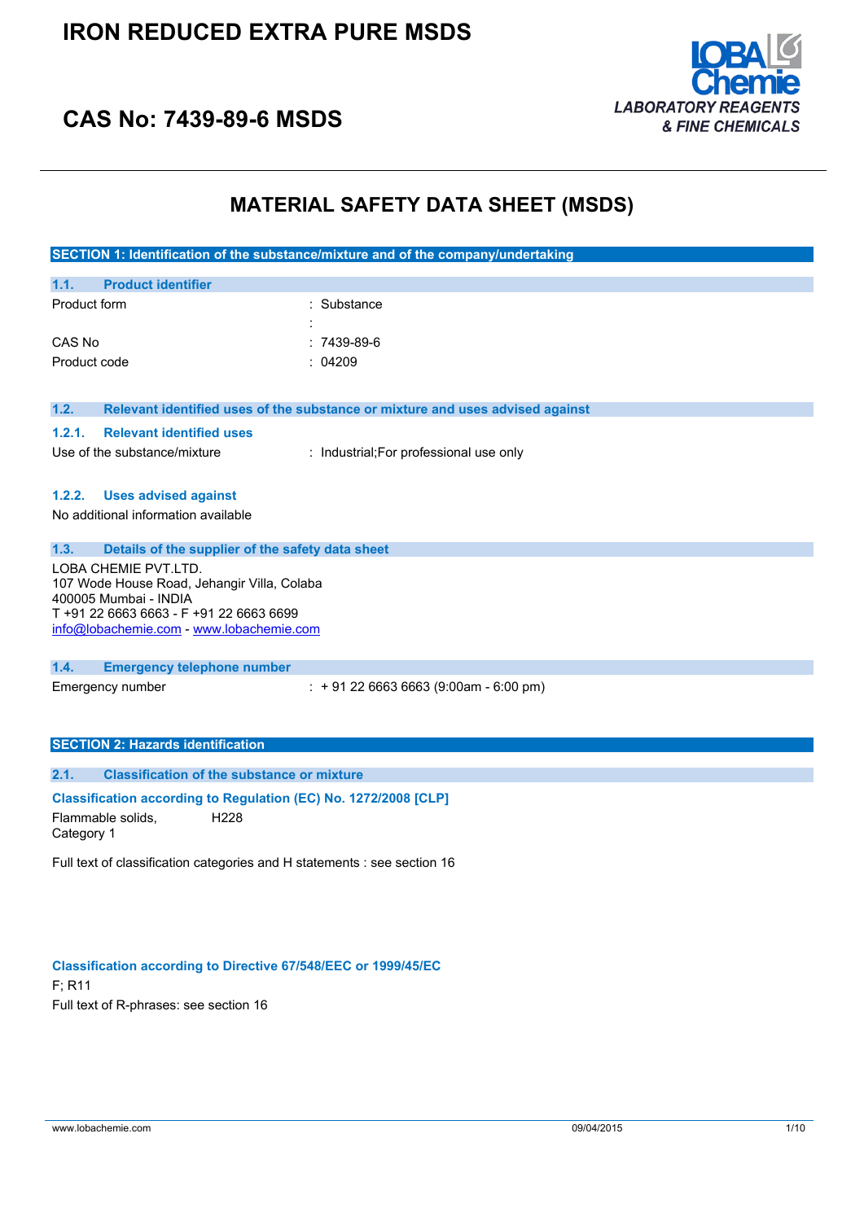# IRON REDUCED EXTRA PURE MSDS

## CAS No: 7439-89-6 MSDS

LOBA Chemie
*LABORATORY REAGENTS & FINE CHEMICALS*

# MATERIAL SAFETY DATA SHEET (MSDS)

## SECTION 1: Identification of the substance/mixture and of the company/undertaking

### 1.1. Product identifier

| | |
|---|---|
| Product form | : Substance |
| | : |
| CAS No | : 7439-89-6 |
| Product code | : 04209 |

### 1.2. Relevant identified uses of the substance or mixture and uses advised against

#### 1.2.1. Relevant identified uses

| | |
|---|---|
| Use of the substance/mixture | : Industrial;For professional use only |

#### 1.2.2. Uses advised against

No additional information available

### 1.3. Details of the supplier of the safety data sheet

LOBA CHEMIE PVT.LTD.
107 Wode House Road, Jehangir Villa, Colaba
400005 Mumbai - INDIA
T +91 22 6663 6663 - F +91 22 6663 6699
info@lobachemie.com - www.lobachemie.com

### 1.4. Emergency telephone number

| | |
|---|---|
| Emergency number | : + 91 22 6663 6663 (9:00am - 6:00 pm) |

## SECTION 2: Hazards identification

### 2.1. Classification of the substance or mixture

**Classification according to Regulation (EC) No. 1272/2008 [CLP]**

| | |
|---|---|
| Flammable solids, Category 1 | H228 |

Full text of classification categories and H statements : see section 16

**Classification according to Directive 67/548/EEC or 1999/45/EC**

F; R11

Full text of R-phrases: see section 16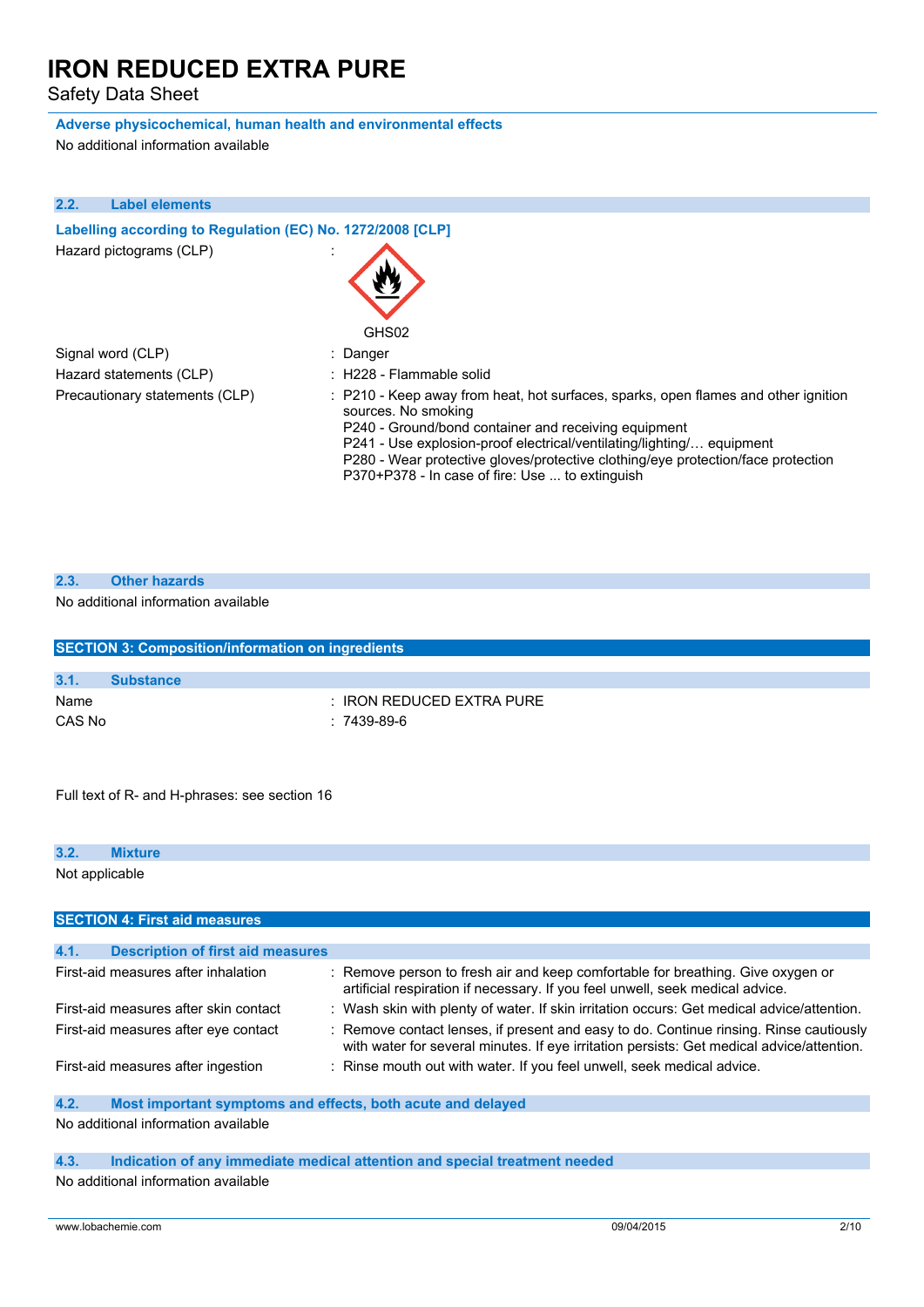**Adverse physicochemical, human health and environmental effects**

No additional information available

### 2.2. Label elements

**Labelling according to Regulation (EC) No. 1272/2008 [CLP]**

| | |
|---|---|
| Hazard pictograms (CLP) | : GHS02 |
| Signal word (CLP) | : Danger |
| Hazard statements (CLP) | : H228 - Flammable solid |
| Precautionary statements (CLP) | : P210 - Keep away from heat, hot surfaces, sparks, open flames and other ignition sources. No smoking<br>P240 - Ground/bond container and receiving equipment<br>P241 - Use explosion-proof electrical/ventilating/lighting/… equipment<br>P280 - Wear protective gloves/protective clothing/eye protection/face protection<br>P370+P378 - In case of fire: Use ... to extinguish |

### 2.3. Other hazards

No additional information available

## SECTION 3: Composition/information on ingredients

### 3.1. Substance

| | |
|---|---|
| Name | : IRON REDUCED EXTRA PURE |
| CAS No | : 7439-89-6 |

Full text of R- and H-phrases: see section 16

### 3.2. Mixture

Not applicable

## SECTION 4: First aid measures

### 4.1. Description of first aid measures

| | |
|---|---|
| First-aid measures after inhalation | : Remove person to fresh air and keep comfortable for breathing. Give oxygen or artificial respiration if necessary. If you feel unwell, seek medical advice. |
| First-aid measures after skin contact | : Wash skin with plenty of water. If skin irritation occurs: Get medical advice/attention. |
| First-aid measures after eye contact | : Remove contact lenses, if present and easy to do. Continue rinsing. Rinse cautiously with water for several minutes. If eye irritation persists: Get medical advice/attention. |
| First-aid measures after ingestion | : Rinse mouth out with water. If you feel unwell, seek medical advice. |

### 4.2. Most important symptoms and effects, both acute and delayed

No additional information available

### 4.3. Indication of any immediate medical attention and special treatment needed

No additional information available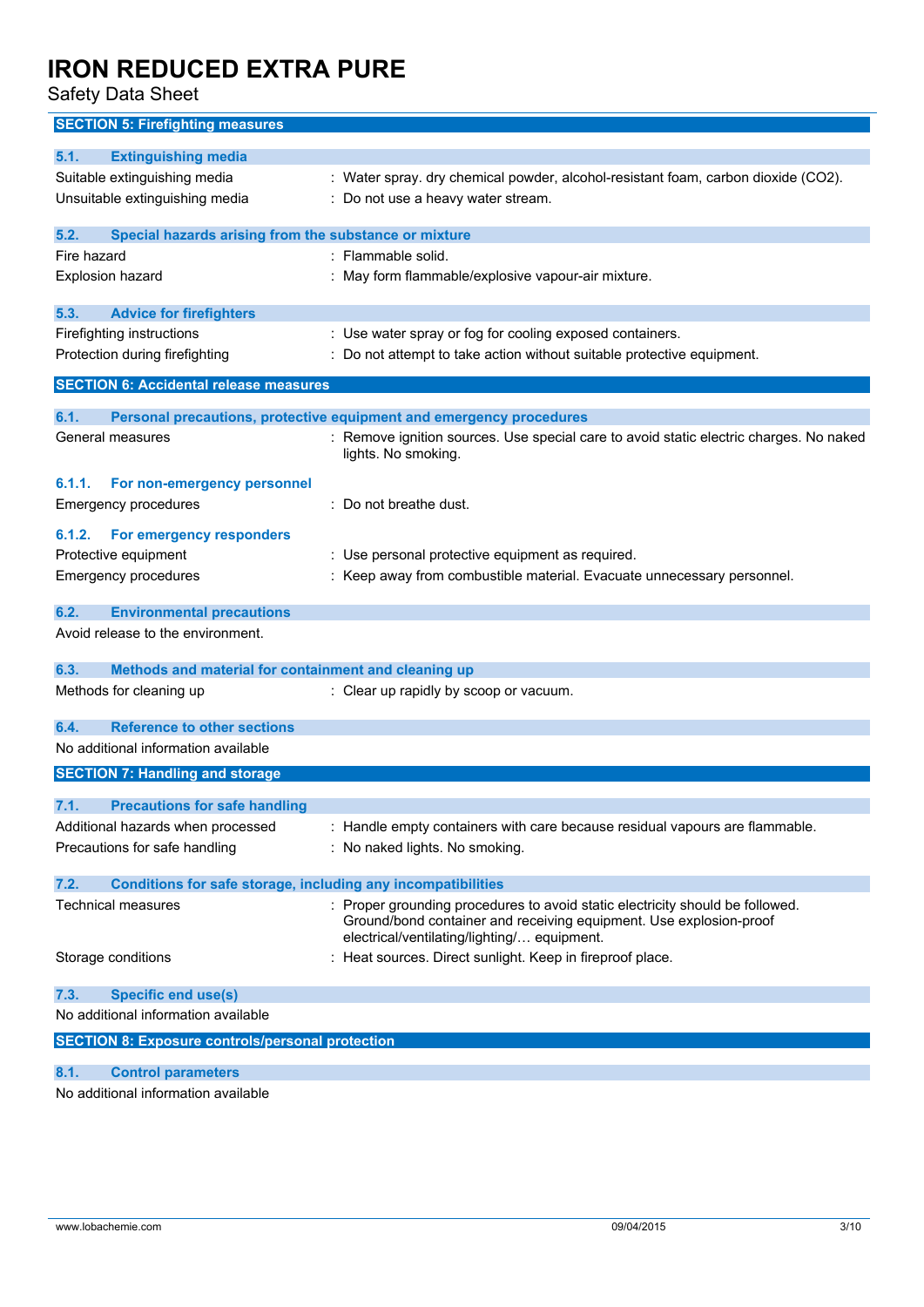## SECTION 5: Firefighting measures

### 5.1. Extinguishing media

| | |
|---|---|
| Suitable extinguishing media | : Water spray. dry chemical powder, alcohol-resistant foam, carbon dioxide ($CO_2$). |
| Unsuitable extinguishing media | : Do not use a heavy water stream. |

### 5.2. Special hazards arising from the substance or mixture

| | |
|---|---|
| Fire hazard | : Flammable solid. |
| Explosion hazard | : May form flammable/explosive vapour-air mixture. |

### 5.3. Advice for firefighters

| | |
|---|---|
| Firefighting instructions | : Use water spray or fog for cooling exposed containers. |
| Protection during firefighting | : Do not attempt to take action without suitable protective equipment. |

## SECTION 6: Accidental release measures

### 6.1. Personal precautions, protective equipment and emergency procedures

| | |
|---|---|
| General measures | : Remove ignition sources. Use special care to avoid static electric charges. No naked lights. No smoking. |

#### 6.1.1. For non-emergency personnel

| | |
|---|---|
| Emergency procedures | : Do not breathe dust. |

#### 6.1.2. For emergency responders

| | |
|---|---|
| Protective equipment | : Use personal protective equipment as required. |
| Emergency procedures | : Keep away from combustible material. Evacuate unnecessary personnel. |

### 6.2. Environmental precautions

Avoid release to the environment.

### 6.3. Methods and material for containment and cleaning up

| | |
|---|---|
| Methods for cleaning up | : Clear up rapidly by scoop or vacuum. |

### 6.4. Reference to other sections

No additional information available

## SECTION 7: Handling and storage

### 7.1. Precautions for safe handling

| | |
|---|---|
| Additional hazards when processed | : Handle empty containers with care because residual vapours are flammable. |
| Precautions for safe handling | : No naked lights. No smoking. |

### 7.2. Conditions for safe storage, including any incompatibilities

| | |
|---|---|
| Technical measures | : Proper grounding procedures to avoid static electricity should be followed. Ground/bond container and receiving equipment. Use explosion-proof electrical/ventilating/lighting/… equipment. |
| Storage conditions | : Heat sources. Direct sunlight. Keep in fireproof place. |

### 7.3. Specific end use(s)

No additional information available

## SECTION 8: Exposure controls/personal protection

### 8.1. Control parameters

No additional information available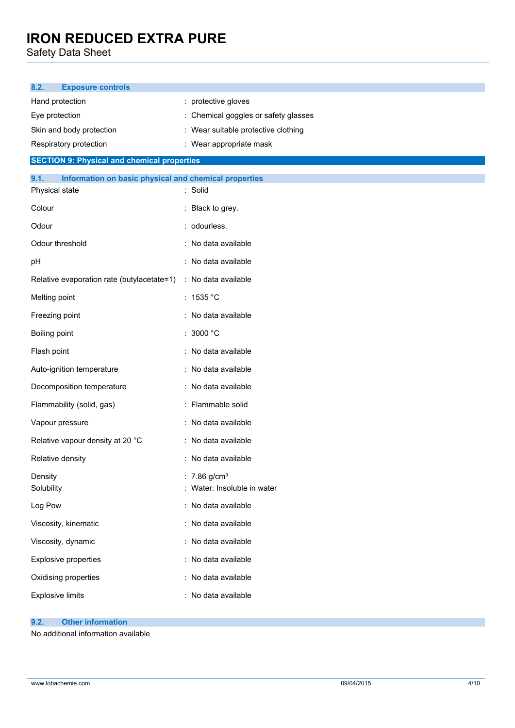### 8.2. Exposure controls

| | |
|---|---|
| Hand protection | : protective gloves |
| Eye protection | : Chemical goggles or safety glasses |
| Skin and body protection | : Wear suitable protective clothing |
| Respiratory protection | : Wear appropriate mask |

## SECTION 9: Physical and chemical properties

### 9.1. Information on basic physical and chemical properties

| | |
|---|---|
| Physical state | : Solid |
| Colour | : Black to grey. |
| Odour | : odourless. |
| Odour threshold | : No data available |
| pH | : No data available |
| Relative evaporation rate (butylacetate=1) | : No data available |
| Melting point | : 1535 °C |
| Freezing point | : No data available |
| Boiling point | : 3000 °C |
| Flash point | : No data available |
| Auto-ignition temperature | : No data available |
| Decomposition temperature | : No data available |
| Flammability (solid, gas) | : Flammable solid |
| Vapour pressure | : No data available |
| Relative vapour density at 20 °C | : No data available |
| Relative density | : No data available |
| Density | : 7.86 g/cm³ |
| Solubility | : Water: Insoluble in water |
| Log Pow | : No data available |
| Viscosity, kinematic | : No data available |
| Viscosity, dynamic | : No data available |
| Explosive properties | : No data available |
| Oxidising properties | : No data available |
| Explosive limits | : No data available |

### 9.2. Other information

No additional information available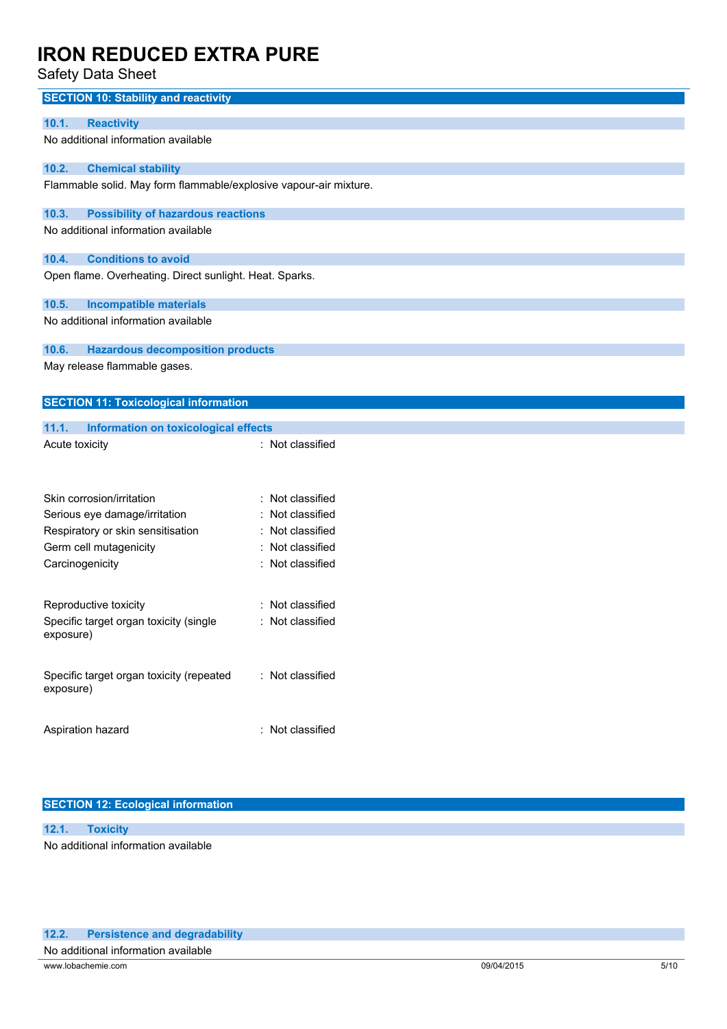## SECTION 10: Stability and reactivity

### 10.1. Reactivity

No additional information available

### 10.2. Chemical stability

Flammable solid. May form flammable/explosive vapour-air mixture.

### 10.3. Possibility of hazardous reactions

No additional information available

### 10.4. Conditions to avoid

Open flame. Overheating. Direct sunlight. Heat. Sparks.

### 10.5. Incompatible materials

No additional information available

### 10.6. Hazardous decomposition products

May release flammable gases.

## SECTION 11: Toxicological information

### 11.1. Information on toxicological effects

| | |
|---|---|
| Acute toxicity | : Not classified |
| Skin corrosion/irritation | : Not classified |
| Serious eye damage/irritation | : Not classified |
| Respiratory or skin sensitisation | : Not classified |
| Germ cell mutagenicity | : Not classified |
| Carcinogenicity | : Not classified |
| Reproductive toxicity | : Not classified |
| Specific target organ toxicity (single exposure) | : Not classified |
| Specific target organ toxicity (repeated exposure) | : Not classified |
| Aspiration hazard | : Not classified |

## SECTION 12: Ecological information

### 12.1. Toxicity

No additional information available

### 12.2. Persistence and degradability

No additional information available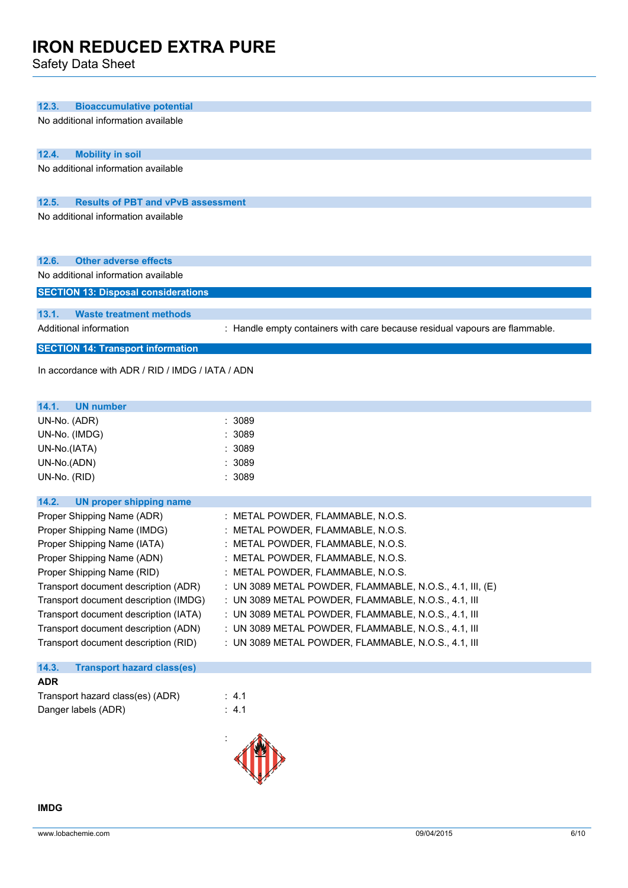### 12.3. Bioaccumulative potential

No additional information available

### 12.4. Mobility in soil

No additional information available

### 12.5. Results of PBT and vPvB assessment

No additional information available

### 12.6. Other adverse effects

No additional information available

## SECTION 13: Disposal considerations

### 13.1. Waste treatment methods

| | |
|---|---|
| Additional information | : Handle empty containers with care because residual vapours are flammable. |

## SECTION 14: Transport information

In accordance with ADR / RID / IMDG / IATA / ADN

### 14.1. UN number

| | |
|---|---|
| UN-No. (ADR) | : 3089 |
| UN-No. (IMDG) | : 3089 |
| UN-No.(IATA) | : 3089 |
| UN-No.(ADN) | : 3089 |
| UN-No. (RID) | : 3089 |

### 14.2. UN proper shipping name

| | |
|---|---|
| Proper Shipping Name (ADR) | : METAL POWDER, FLAMMABLE, N.O.S. |
| Proper Shipping Name (IMDG) | : METAL POWDER, FLAMMABLE, N.O.S. |
| Proper Shipping Name (IATA) | : METAL POWDER, FLAMMABLE, N.O.S. |
| Proper Shipping Name (ADN) | : METAL POWDER, FLAMMABLE, N.O.S. |
| Proper Shipping Name (RID) | : METAL POWDER, FLAMMABLE, N.O.S. |
| Transport document description (ADR) | : UN 3089 METAL POWDER, FLAMMABLE, N.O.S., 4.1, III, (E) |
| Transport document description (IMDG) | : UN 3089 METAL POWDER, FLAMMABLE, N.O.S., 4.1, III |
| Transport document description (IATA) | : UN 3089 METAL POWDER, FLAMMABLE, N.O.S., 4.1, III |
| Transport document description (ADN) | : UN 3089 METAL POWDER, FLAMMABLE, N.O.S., 4.1, III |
| Transport document description (RID) | : UN 3089 METAL POWDER, FLAMMABLE, N.O.S., 4.1, III |

### 14.3. Transport hazard class(es)

**ADR**

| | |
|---|---|
| Transport hazard class(es) (ADR) | : 4.1 |
| Danger labels (ADR) | : 4.1 |
| | : |

**IMDG**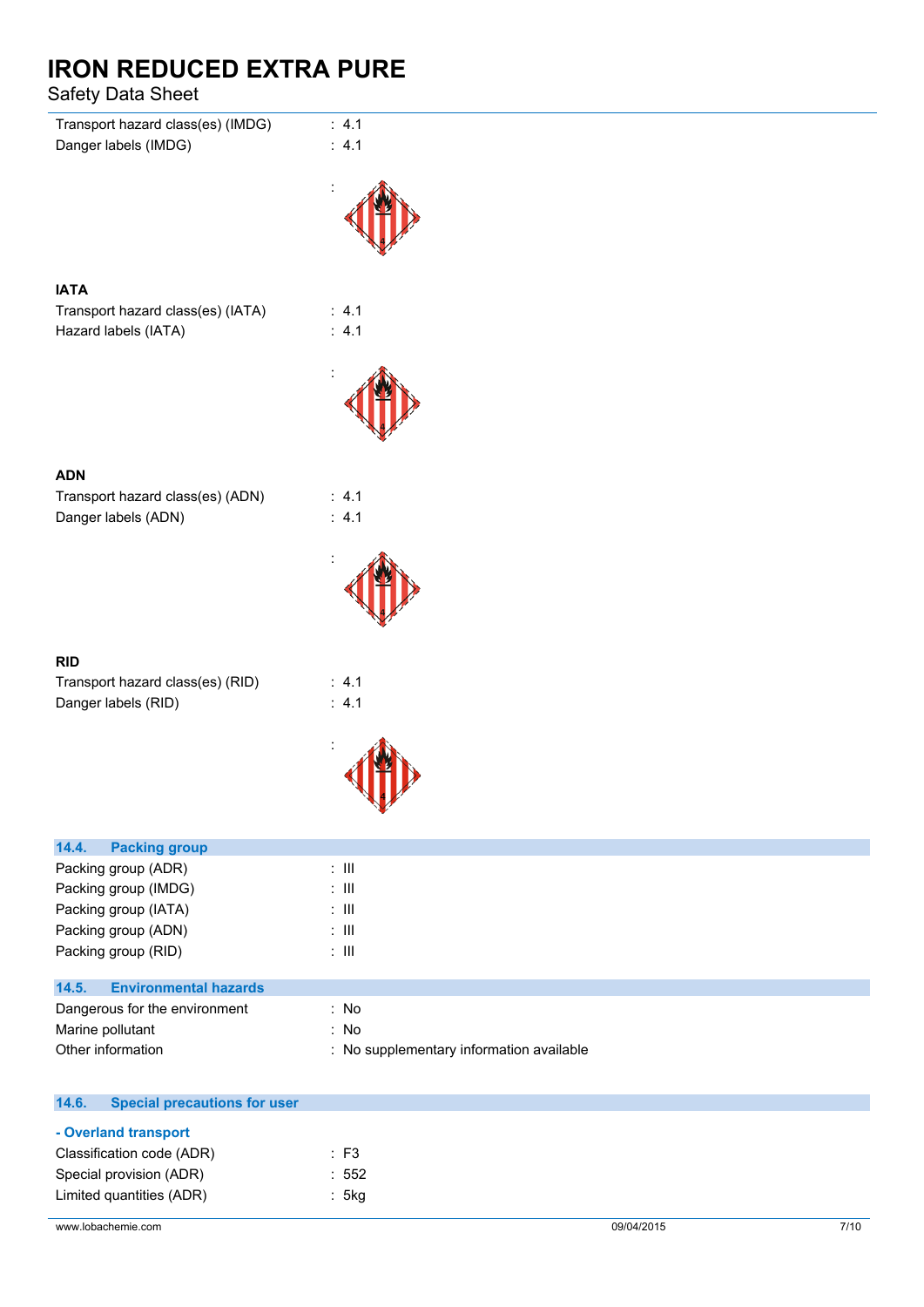Transport hazard class(es) (IMDG) : 4.1
Danger labels (IMDG) : 4.1

:

**IATA**

Transport hazard class(es) (IATA) : 4.1
Hazard labels (IATA) : 4.1

:

**ADN**

Transport hazard class(es) (ADN) : 4.1
Danger labels (ADN) : 4.1

:

**RID**

Transport hazard class(es) (RID) : 4.1
Danger labels (RID) : 4.1

:

## 14.4. Packing group

Packing group (ADR) : III
Packing group (IMDG) : III
Packing group (IATA) : III
Packing group (ADN) : III
Packing group (RID) : III

## 14.5. Environmental hazards

Dangerous for the environment : No
Marine pollutant : No
Other information : No supplementary information available

## 14.6. Special precautions for user

**- Overland transport**

Classification code (ADR) : F3
Special provision (ADR) : 552
Limited quantities (ADR) : 5kg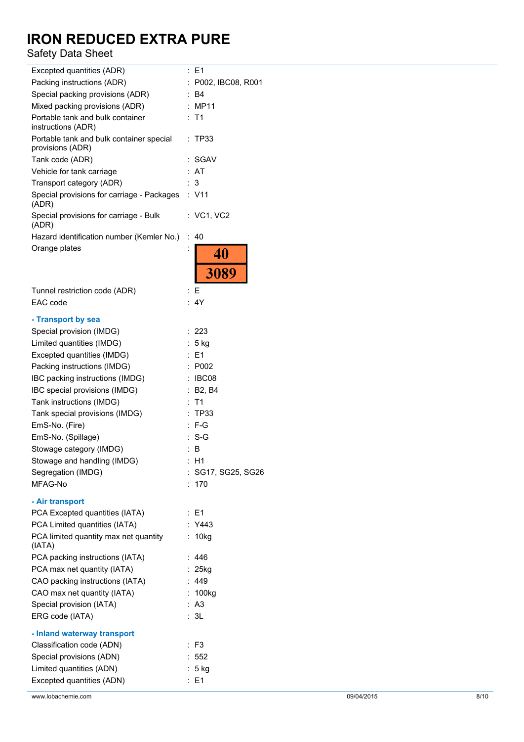| | |
|---|---|
| Excepted quantities (ADR) | : E1 |
| Packing instructions (ADR) | : P002, IBC08, R001 |
| Special packing provisions (ADR) | : B4 |
| Mixed packing provisions (ADR) | : MP11 |
| Portable tank and bulk container instructions (ADR) | : T1 |
| Portable tank and bulk container special provisions (ADR) | : TP33 |
| Tank code (ADR) | : SGAV |
| Vehicle for tank carriage | : AT |
| Transport category (ADR) | : 3 |
| Special provisions for carriage - Packages (ADR) | : V11 |
| Special provisions for carriage - Bulk (ADR) | : VC1, VC2 |
| Hazard identification number (Kemler No.) | : 40 |
| Orange plates | : 40 / 3089 |
| Tunnel restriction code (ADR) | : E |
| EAC code | : 4Y |

**- Transport by sea**

| | |
|---|---|
| Special provision (IMDG) | : 223 |
| Limited quantities (IMDG) | : 5 kg |
| Excepted quantities (IMDG) | : E1 |
| Packing instructions (IMDG) | : P002 |
| IBC packing instructions (IMDG) | : IBC08 |
| IBC special provisions (IMDG) | : B2, B4 |
| Tank instructions (IMDG) | : T1 |
| Tank special provisions (IMDG) | : TP33 |
| EmS-No. (Fire) | : F-G |
| EmS-No. (Spillage) | : S-G |
| Stowage category (IMDG) | : B |
| Stowage and handling (IMDG) | : H1 |
| Segregation (IMDG) | : SG17, SG25, SG26 |
| MFAG-No | : 170 |

**- Air transport**

| | |
|---|---|
| PCA Excepted quantities (IATA) | : E1 |
| PCA Limited quantities (IATA) | : Y443 |
| PCA limited quantity max net quantity (IATA) | : 10kg |
| PCA packing instructions (IATA) | : 446 |
| PCA max net quantity (IATA) | : 25kg |
| CAO packing instructions (IATA) | : 449 |
| CAO max net quantity (IATA) | : 100kg |
| Special provision (IATA) | : A3 |
| ERG code (IATA) | : 3L |

**- Inland waterway transport**

| | |
|---|---|
| Classification code (ADN) | : F3 |
| Special provisions (ADN) | : 552 |
| Limited quantities (ADN) | : 5 kg |
| Excepted quantities (ADN) | : E1 |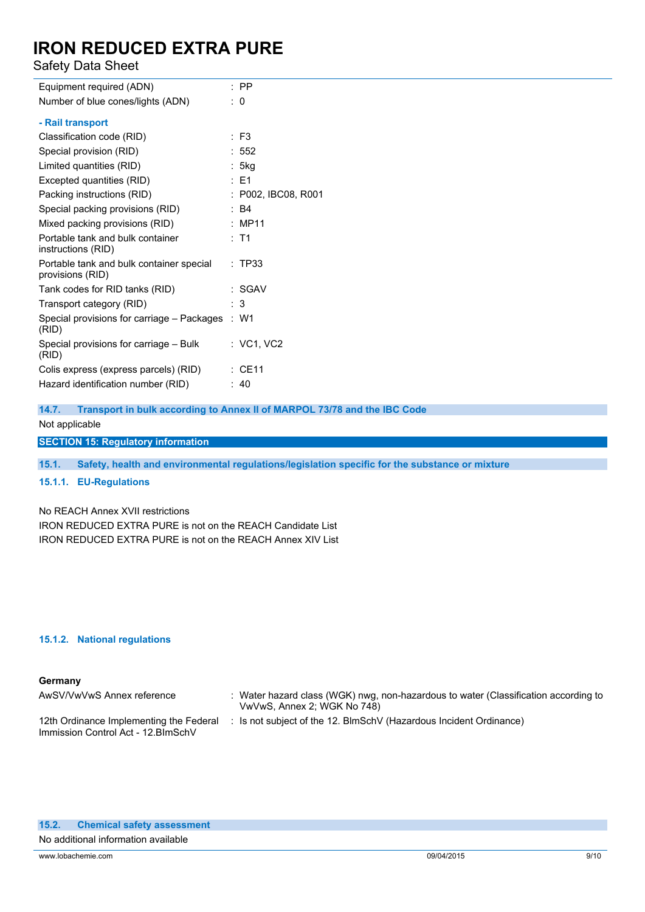| | |
|---|---|
| Equipment required (ADN) | : PP |
| Number of blue cones/lights (ADN) | : 0 |

**- Rail transport**

| | |
|---|---|
| Classification code (RID) | : F3 |
| Special provision (RID) | : 552 |
| Limited quantities (RID) | : 5kg |
| Excepted quantities (RID) | : E1 |
| Packing instructions (RID) | : P002, IBC08, R001 |
| Special packing provisions (RID) | : B4 |
| Mixed packing provisions (RID) | : MP11 |
| Portable tank and bulk container instructions (RID) | : T1 |
| Portable tank and bulk container special provisions (RID) | : TP33 |
| Tank codes for RID tanks (RID) | : SGAV |
| Transport category (RID) | : 3 |
| Special provisions for carriage – Packages (RID) | : W1 |
| Special provisions for carriage – Bulk (RID) | : VC1, VC2 |
| Colis express (express parcels) (RID) | : CE11 |
| Hazard identification number (RID) | : 40 |

### 14.7. Transport in bulk according to Annex II of MARPOL 73/78 and the IBC Code

Not applicable

## SECTION 15: Regulatory information

### 15.1. Safety, health and environmental regulations/legislation specific for the substance or mixture

#### 15.1.1. EU-Regulations

No REACH Annex XVII restrictions

IRON REDUCED EXTRA PURE is not on the REACH Candidate List

IRON REDUCED EXTRA PURE is not on the REACH Annex XIV List

#### 15.1.2. National regulations

**Germany**

| | |
|---|---|
| AwSV/VwVwS Annex reference | : Water hazard class (WGK) nwg, non-hazardous to water (Classification according to VwVwS, Annex 2; WGK No 748) |
| 12th Ordinance Implementing the Federal Immission Control Act - 12.BImSchV | : Is not subject of the 12. BlmSchV (Hazardous Incident Ordinance) |

### 15.2. Chemical safety assessment

No additional information available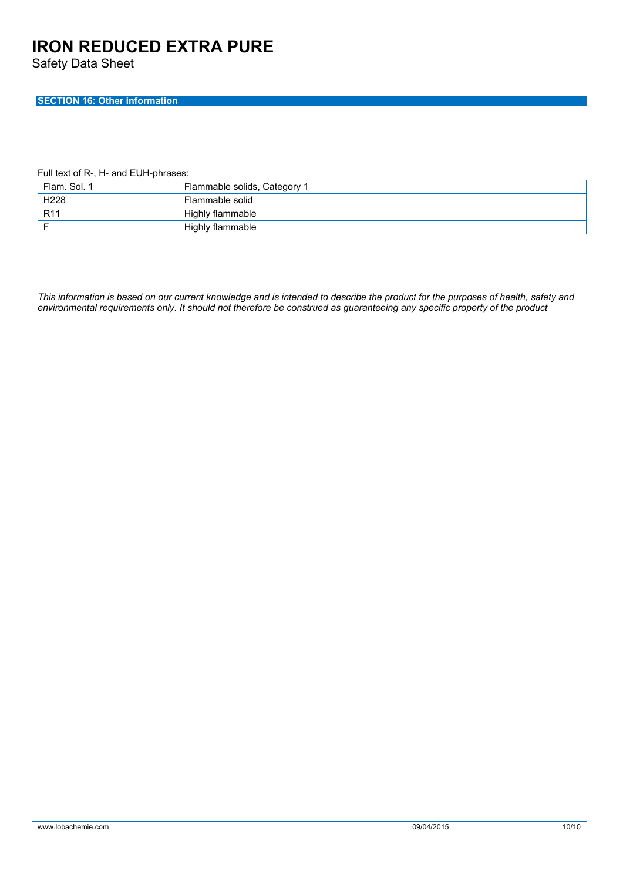## SECTION 16: Other information

Full text of R-, H- and EUH-phrases:

| | |
|---|---|
| Flam. Sol. 1 | Flammable solids, Category 1 |
| H228 | Flammable solid |
| R11 | Highly flammable |
| F | Highly flammable |

*This information is based on our current knowledge and is intended to describe the product for the purposes of health, safety and environmental requirements only. It should not therefore be construed as guaranteeing any specific property of the product*